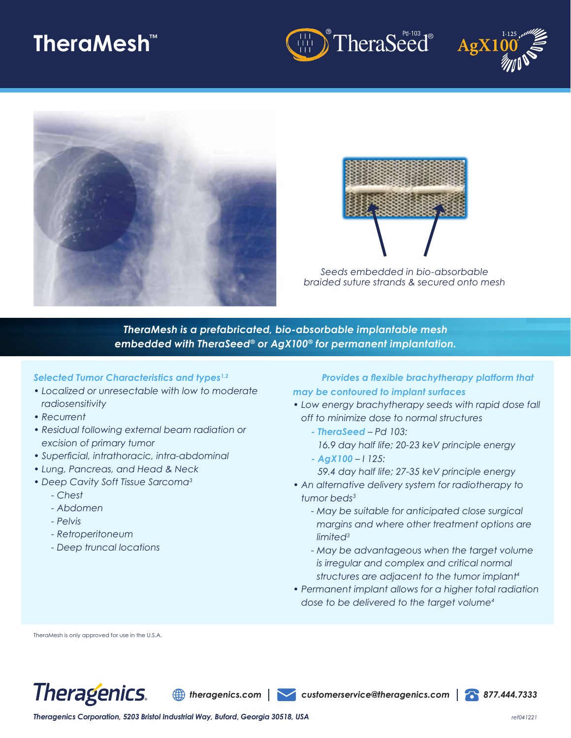# TheraMesh™

TheraSeed® Pd-103 | AgX100® I-125

Seeds embedded in bio-absorbable braided suture strands & secured onto mesh

***TheraMesh is a prefabricated, bio-absorbable implantable mesh embedded with TheraSeed® or AgX100® for permanent implantation.***

### *Selected Tumor Characteristics and types*[1,2]

- *Localized or unresectable with low to moderate radiosensitivity*
- *Recurrent*
- *Residual following external beam radiation or excision of primary tumor*
- *Superficial, intrathoracic, intra-abdominal*
- *Lung, Pancreas, and Head & Neck*
- *Deep Cavity Soft Tissue Sarcoma*[3]
  - *Chest*
  - *Abdomen*
  - *Pelvis*
  - *Retroperitoneum*
  - *Deep truncal locations*

### *Provides a flexible brachytherapy platform that may be contoured to implant surfaces*

- *Low energy brachytherapy seeds with rapid dose fall off to minimize dose to normal structures*
  - *TheraSeed – Pd 103: 16.9 day half life; 20-23 keV principle energy*
  - *AgX100 – I 125: 59.4 day half life; 27-35 keV principle energy*
- *An alternative delivery system for radiotherapy to tumor beds*[3]
  - *May be suitable for anticipated close surgical margins and where other treatment options are limited*[3]
  - *May be advantageous when the target volume is irregular and complex and critical normal structures are adjacent to the tumor implant*[4]
- *Permanent implant allows for a higher total radiation dose to be delivered to the target volume*[4]

TheraMesh is only approved for use in the U.S.A.

Theragenics | theragenics.com | customerservice@theragenics.com | 877.444.7333

**Theragenics Corporation, 5203 Bristol Industrial Way, Buford, Georgia 30518, USA**

ref041221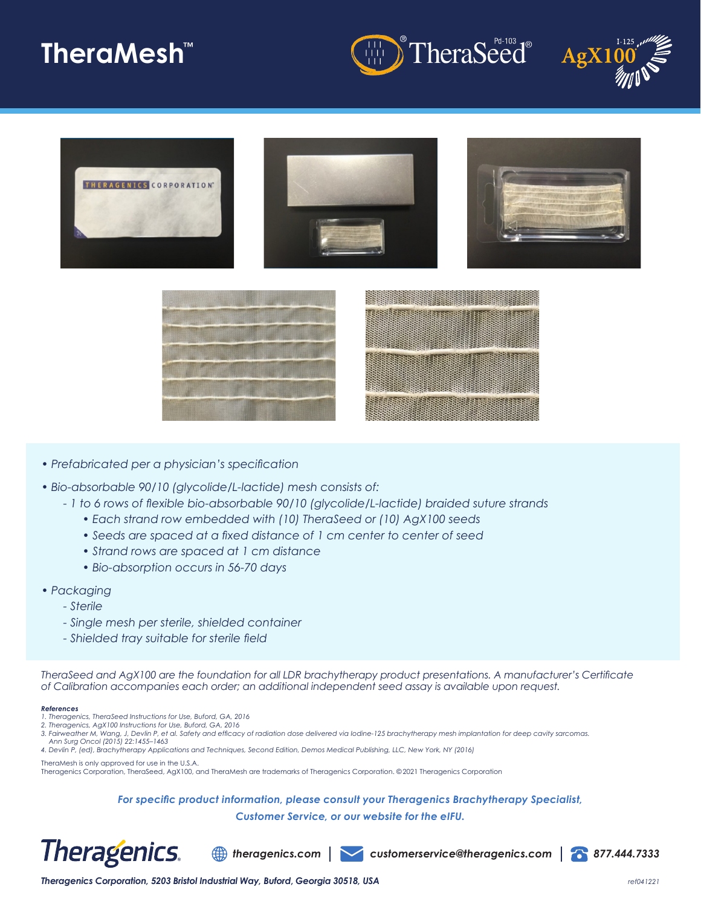# TheraMesh™

TheraSeed® Pd-103

AgX100® I-125

- *Prefabricated per a physician's specification*
- *Bio-absorbable 90/10 (glycolide/L-lactide) mesh consists of:*
  - *1 to 6 rows of flexible bio-absorbable 90/10 (glycolide/L-lactide) braided suture strands*
    - *Each strand row embedded with (10) TheraSeed or (10) AgX100 seeds*
    - *Seeds are spaced at a fixed distance of 1 cm center to center of seed*
    - *Strand rows are spaced at 1 cm distance*
    - *Bio-absorption occurs in 56-70 days*
- *Packaging*
  - *Sterile*
  - *Single mesh per sterile, shielded container*
  - *Shielded tray suitable for sterile field*

*TheraSeed and AgX100 are the foundation for all LDR brachytherapy product presentations. A manufacturer's Certificate of Calibration accompanies each order; an additional independent seed assay is available upon request.*

***References***

1. Theragenics, TheraSeed Instructions for Use, Buford, GA, 2016
2. Theragenics, AgX100 Instructions for Use, Buford, GA, 2016
3. Fairweather M, Wang, J, Devlin P, et al. Safety and efficacy of radiation dose delivered via Iodine-125 brachytherapy mesh implantation for deep cavity sarcomas. Ann Surg Oncol (2015) 22:1455–1463
4. Devlin P, (ed), Brachytherapy Applications and Techniques, Second Edition, Demos Medical Publishing, LLC, New York, NY (2016)

TheraMesh is only approved for use in the U.S.A.
Theragenics Corporation, TheraSeed, AgX100, and TheraMesh are trademarks of Theragenics Corporation. ©2021 Theragenics Corporation

***For specific product information, please consult your Theragenics Brachytherapy Specialist, Customer Service, or our website for the eIFU.***

Theragenics

**theragenics.com** | **customerservice@theragenics.com** | **877.444.7333**

***Theragenics Corporation, 5203 Bristol Industrial Way, Buford, Georgia 30518, USA***

ref041221